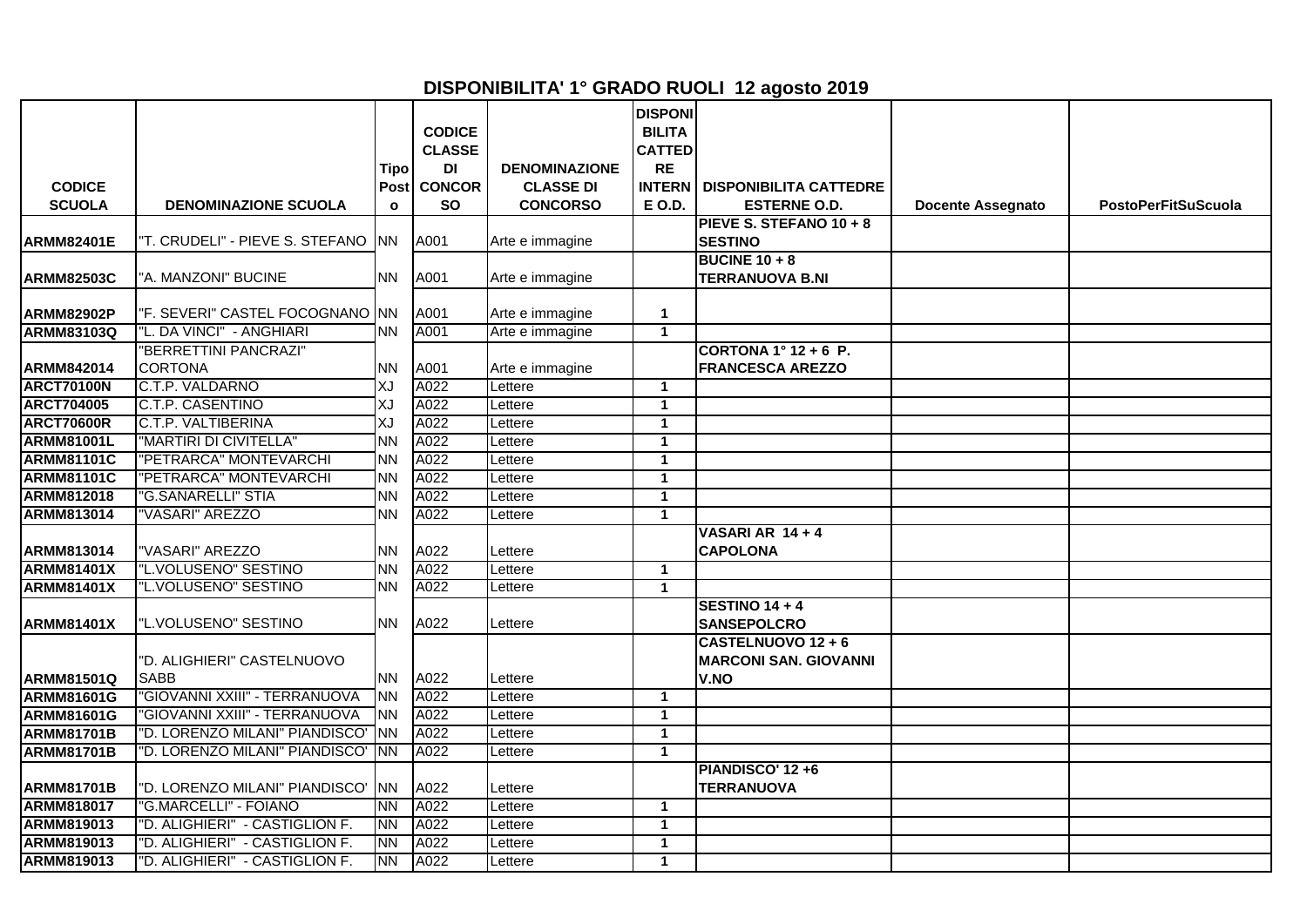# DISPONIBILITA' 1° GRADO RUOLI 12 agosto 2019

| CODICE SCUOLA | DENOMINAZIONE SCUOLA | Tipo Posto | CODICE CLASSE DI CONCORSO | DENOMINAZIONE CLASSE DI CONCORSO | DISPONIBILITA CATTEDRE INTERNE O.D. | DISPONIBILITA CATTEDRE ESTERNE O.D. | Docente Assegnato | PostoPerFitSuScuola |
|---|---|---|---|---|---|---|---|---|
| ARMM82401E | "T. CRUDELI" - PIEVE S. STEFANO | NN | A001 | Arte e immagine | | PIEVE S. STEFANO 10 + 8 SESTINO | | |
| ARMM82503C | "A. MANZONI" BUCINE | NN | A001 | Arte e immagine | | BUCINE 10 + 8 TERRANUOVA B.NI | | |
| ARMM82902P | "F. SEVERI" CASTEL FOCOGNANO | NN | A001 | Arte e immagine | 1 | | | |
| ARMM83103Q | "L. DA VINCI" - ANGHIARI | NN | A001 | Arte e immagine | 1 | | | |
| ARMM842014 | "BERRETTINI PANCRAZI" CORTONA | NN | A001 | Arte e immagine | | CORTONA 1° 12 + 6 P. FRANCESCA AREZZO | | |
| ARCT70100N | C.T.P. VALDARNO | XJ | A022 | Lettere | 1 | | | |
| ARCT704005 | C.T.P. CASENTINO | XJ | A022 | Lettere | 1 | | | |
| ARCT70600R | C.T.P. VALTIBERINA | XJ | A022 | Lettere | 1 | | | |
| ARMM81001L | "MARTIRI DI CIVITELLA" | NN | A022 | Lettere | 1 | | | |
| ARMM81101C | "PETRARCA" MONTEVARCHI | NN | A022 | Lettere | 1 | | | |
| ARMM81101C | "PETRARCA" MONTEVARCHI | NN | A022 | Lettere | 1 | | | |
| ARMM812018 | "G.SANARELLI" STIA | NN | A022 | Lettere | 1 | | | |
| ARMM813014 | "VASARI" AREZZO | NN | A022 | Lettere | 1 | | | |
| ARMM813014 | "VASARI" AREZZO | NN | A022 | Lettere | | VASARI AR 14 + 4 CAPOLONA | | |
| ARMM81401X | "L.VOLUSENO" SESTINO | NN | A022 | Lettere | 1 | | | |
| ARMM81401X | "L.VOLUSENO" SESTINO | NN | A022 | Lettere | 1 | | | |
| ARMM81401X | "L.VOLUSENO" SESTINO | NN | A022 | Lettere | | SESTINO 14 + 4 SANSEPOLCRO | | |
| ARMM81501Q | "D. ALIGHIERI" CASTELNUOVO SABB | NN | A022 | Lettere | | CASTELNUOVO 12 + 6 MARCONI SAN. GIOVANNI V.NO | | |
| ARMM81601G | "GIOVANNI XXIII" - TERRANUOVA | NN | A022 | Lettere | 1 | | | |
| ARMM81601G | "GIOVANNI XXIII" - TERRANUOVA | NN | A022 | Lettere | 1 | | | |
| ARMM81701B | "D. LORENZO MILANI" PIANDISCO' | NN | A022 | Lettere | 1 | | | |
| ARMM81701B | "D. LORENZO MILANI" PIANDISCO' | NN | A022 | Lettere | 1 | | | |
| ARMM81701B | "D. LORENZO MILANI" PIANDISCO' | NN | A022 | Lettere | | PIANDISCO' 12 +6 TERRANUOVA | | |
| ARMM818017 | "G.MARCELLI" - FOIANO | NN | A022 | Lettere | 1 | | | |
| ARMM819013 | "D. ALIGHIERI" - CASTIGLION F. | NN | A022 | Lettere | 1 | | | |
| ARMM819013 | "D. ALIGHIERI" - CASTIGLION F. | NN | A022 | Lettere | 1 | | | |
| ARMM819013 | "D. ALIGHIERI" - CASTIGLION F. | NN | A022 | Lettere | 1 | | | |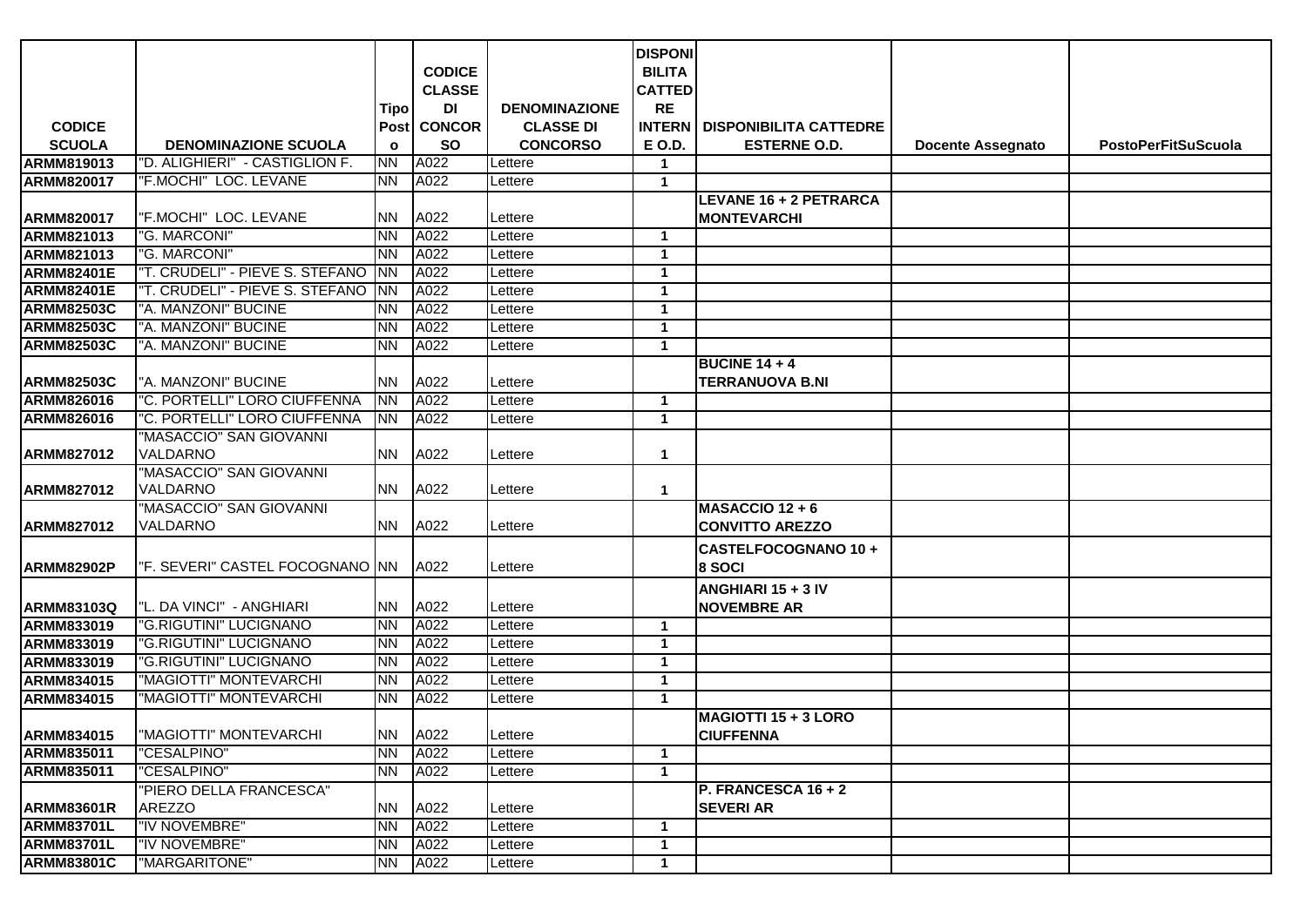| CODICE SCUOLA | DENOMINAZIONE SCUOLA | Tipo Posto | CODICE CLASSE DI CONCORSO | DENOMINAZIONE CLASSE DI CONCORSO | DISPONIBILITA CATTEDRE INTERNE O.D. | DISPONIBILITA CATTEDRE ESTERNE O.D. | Docente Assegnato | PostoPerFitSuScuola |
|---|---|---|---|---|---|---|---|---|
| ARMM819013 | "D. ALIGHIERI" - CASTIGLION F. | NN | A022 | Lettere | 1 | | | |
| ARMM820017 | "F.MOCHI" LOC. LEVANE | NN | A022 | Lettere | 1 | | | |
| ARMM820017 | "F.MOCHI" LOC. LEVANE | NN | A022 | Lettere | | LEVANE 16 + 2 PETRARCA MONTEVARCHI | | |
| ARMM821013 | "G. MARCONI" | NN | A022 | Lettere | 1 | | | |
| ARMM821013 | "G. MARCONI" | NN | A022 | Lettere | 1 | | | |
| ARMM82401E | "T. CRUDELI" - PIEVE S. STEFANO | NN | A022 | Lettere | 1 | | | |
| ARMM82401E | "T. CRUDELI" - PIEVE S. STEFANO | NN | A022 | Lettere | 1 | | | |
| ARMM82503C | "A. MANZONI" BUCINE | NN | A022 | Lettere | 1 | | | |
| ARMM82503C | "A. MANZONI" BUCINE | NN | A022 | Lettere | 1 | | | |
| ARMM82503C | "A. MANZONI" BUCINE | NN | A022 | Lettere | 1 | | | |
| ARMM82503C | "A. MANZONI" BUCINE | NN | A022 | Lettere | | BUCINE 14 + 4 TERRANUOVA B.NI | | |
| ARMM826016 | "C. PORTELLI" LORO CIUFFENNA | NN | A022 | Lettere | 1 | | | |
| ARMM826016 | "C. PORTELLI" LORO CIUFFENNA | NN | A022 | Lettere | 1 | | | |
| ARMM827012 | "MASACCIO" SAN GIOVANNI VALDARNO | NN | A022 | Lettere | 1 | | | |
| ARMM827012 | "MASACCIO" SAN GIOVANNI VALDARNO | NN | A022 | Lettere | 1 | | | |
| ARMM827012 | "MASACCIO" SAN GIOVANNI VALDARNO | NN | A022 | Lettere | | MASACCIO 12 + 6 CONVITTO AREZZO | | |
| ARMM82902P | "F. SEVERI" CASTEL FOCOGNANO | NN | A022 | Lettere | | CASTELFOCOGNANO 10 + 8 SOCI | | |
| ARMM83103Q | "L. DA VINCI" - ANGHIARI | NN | A022 | Lettere | | ANGHIARI 15 + 3 IV NOVEMBRE AR | | |
| ARMM833019 | "G.RIGUTINI" LUCIGNANO | NN | A022 | Lettere | 1 | | | |
| ARMM833019 | "G.RIGUTINI" LUCIGNANO | NN | A022 | Lettere | 1 | | | |
| ARMM833019 | "G.RIGUTINI" LUCIGNANO | NN | A022 | Lettere | 1 | | | |
| ARMM834015 | "MAGIOTTI" MONTEVARCHI | NN | A022 | Lettere | 1 | | | |
| ARMM834015 | "MAGIOTTI" MONTEVARCHI | NN | A022 | Lettere | 1 | | | |
| ARMM834015 | "MAGIOTTI" MONTEVARCHI | NN | A022 | Lettere | | MAGIOTTI 15 + 3 LORO CIUFFENNA | | |
| ARMM835011 | "CESALPINO" | NN | A022 | Lettere | 1 | | | |
| ARMM835011 | "CESALPINO" | NN | A022 | Lettere | 1 | | | |
| ARMM83601R | "PIERO DELLA FRANCESCA" AREZZO | NN | A022 | Lettere | | P. FRANCESCA 16 + 2 SEVERI AR | | |
| ARMM83701L | "IV NOVEMBRE" | NN | A022 | Lettere | 1 | | | |
| ARMM83701L | "IV NOVEMBRE" | NN | A022 | Lettere | 1 | | | |
| ARMM83801C | "MARGARITONE" | NN | A022 | Lettere | 1 | | | |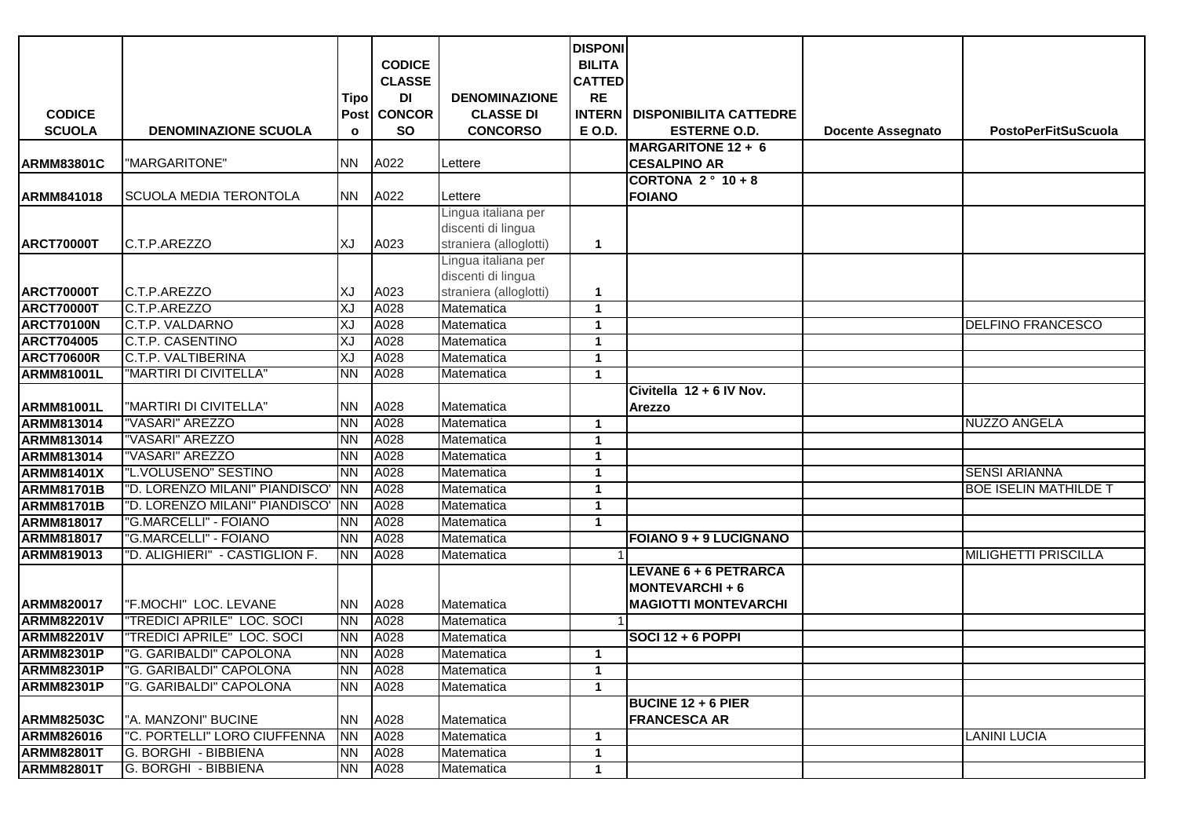| CODICE SCUOLA | DENOMINAZIONE SCUOLA | Tipo Posto | CODICE CLASSE DI CONCORSO | DENOMINAZIONE CLASSE DI CONCORSO | DISPONIBILITA CATTEDRE INTERNE O.D. | DISPONIBILITA CATTEDRE ESTERNE O.D. | Docente Assegnato | PostoPerFitSuScuola |
|---|---|---|---|---|---|---|---|---|
| ARMM83801C | "MARGARITONE" | NN | A022 | Lettere | | MARGARITONE 12 + 6 CESALPINO AR | | |
| ARMM841018 | SCUOLA MEDIA TERONTOLA | NN | A022 | Lettere | | CORTONA 2 ° 10 + 8 FOIANO | | |
| ARCT70000T | C.T.P.AREZZO | XJ | A023 | Lingua italiana per discenti di lingua straniera (alloglotti) | 1 | | | |
| ARCT70000T | C.T.P.AREZZO | XJ | A023 | Lingua italiana per discenti di lingua straniera (alloglotti) | 1 | | | |
| ARCT70000T | C.T.P.AREZZO | XJ | A028 | Matematica | 1 | | | |
| ARCT70100N | C.T.P. VALDARNO | XJ | A028 | Matematica | 1 | | | DELFINO FRANCESCO |
| ARCT704005 | C.T.P. CASENTINO | XJ | A028 | Matematica | 1 | | | |
| ARCT70600R | C.T.P. VALTIBERINA | XJ | A028 | Matematica | 1 | | | |
| ARMM81001L | "MARTIRI DI CIVITELLA" | NN | A028 | Matematica | 1 | | | |
| ARMM81001L | "MARTIRI DI CIVITELLA" | NN | A028 | Matematica | | Civitella 12 + 6 IV Nov. Arezzo | | |
| ARMM813014 | "VASARI" AREZZO | NN | A028 | Matematica | 1 | | | NUZZO ANGELA |
| ARMM813014 | "VASARI" AREZZO | NN | A028 | Matematica | 1 | | | |
| ARMM813014 | "VASARI" AREZZO | NN | A028 | Matematica | 1 | | | |
| ARMM81401X | "L.VOLUSENO" SESTINO | NN | A028 | Matematica | 1 | | | SENSI ARIANNA |
| ARMM81701B | "D. LORENZO MILANI" PIANDISCO' | NN | A028 | Matematica | 1 | | | BOE ISELIN MATHILDE T |
| ARMM81701B | "D. LORENZO MILANI" PIANDISCO' | NN | A028 | Matematica | 1 | | | |
| ARMM818017 | "G.MARCELLI" - FOIANO | NN | A028 | Matematica | 1 | | | |
| ARMM818017 | "G.MARCELLI" - FOIANO | NN | A028 | Matematica | | FOIANO 9 + 9 LUCIGNANO | | |
| ARMM819013 | "D. ALIGHIERI" - CASTIGLION F. | NN | A028 | Matematica | 1 | | | MILIGHETTI PRISCILLA |
| ARMM820017 | "F.MOCHI" LOC. LEVANE | NN | A028 | Matematica | | LEVANE 6 + 6 PETRARCA MONTEVARCHI + 6 MAGIOTTI MONTEVARCHI | | |
| ARMM82201V | "TREDICI APRILE" LOC. SOCI | NN | A028 | Matematica | 1 | | | |
| ARMM82201V | "TREDICI APRILE" LOC. SOCI | NN | A028 | Matematica | | SOCI 12 + 6 POPPI | | |
| ARMM82301P | "G. GARIBALDI" CAPOLONA | NN | A028 | Matematica | 1 | | | |
| ARMM82301P | "G. GARIBALDI" CAPOLONA | NN | A028 | Matematica | 1 | | | |
| ARMM82301P | "G. GARIBALDI" CAPOLONA | NN | A028 | Matematica | 1 | | | |
| ARMM82503C | "A. MANZONI" BUCINE | NN | A028 | Matematica | | BUCINE 12 + 6 PIER FRANCESCA AR | | |
| ARMM826016 | "C. PORTELLI" LORO CIUFFENNA | NN | A028 | Matematica | 1 | | | LANINI LUCIA |
| ARMM82801T | G. BORGHI - BIBBIENA | NN | A028 | Matematica | 1 | | | |
| ARMM82801T | G. BORGHI - BIBBIENA | NN | A028 | Matematica | 1 | | | |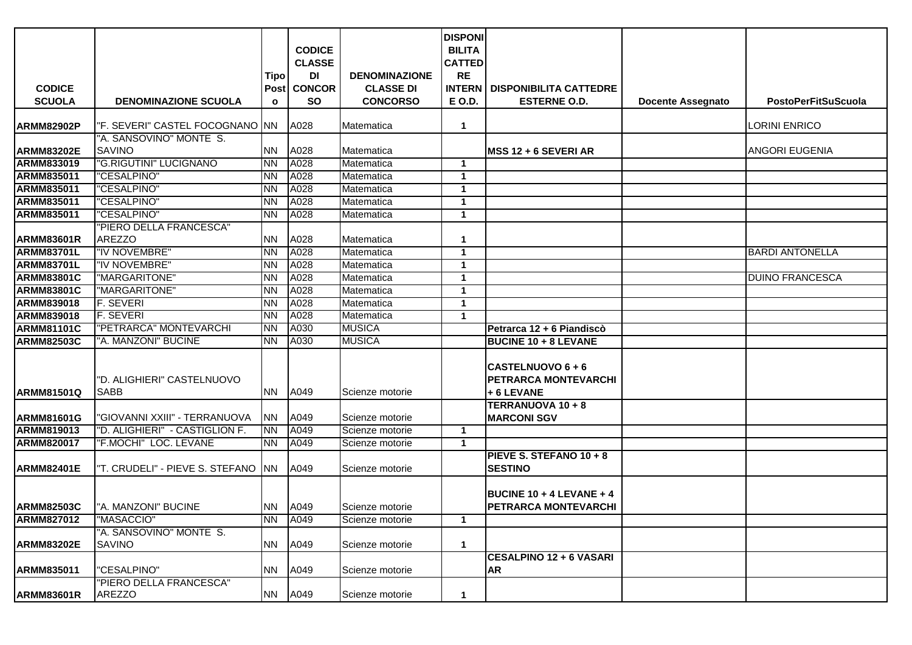| CODICE SCUOLA | DENOMINAZIONE SCUOLA | Tipo Posto | CODICE CLASSE DI CONCORSO | DENOMINAZIONE CLASSE DI CONCORSO | DISPONIBILITA CATTEDRE INTERNE O.D. | DISPONIBILITA CATTEDRE ESTERNE O.D. | Docente Assegnato | PostoPerFitSuScuola |
|---|---|---|---|---|---|---|---|---|
| ARMM82902P | "F. SEVERI" CASTEL FOCOGNANO | NN | A028 | Matematica | 1 | | | LORINI ENRICO |
| ARMM83202E | "A. SANSOVINO" MONTE S. SAVINO | NN | A028 | Matematica | | **MSS 12 + 6 SEVERI AR** | | ANGORI EUGENIA |
| ARMM833019 | "G.RIGUTINI" LUCIGNANO | NN | A028 | Matematica | 1 | | | |
| ARMM835011 | "CESALPINO" | NN | A028 | Matematica | 1 | | | |
| ARMM835011 | "CESALPINO" | NN | A028 | Matematica | 1 | | | |
| ARMM835011 | "CESALPINO" | NN | A028 | Matematica | 1 | | | |
| ARMM83601R | "PIERO DELLA FRANCESCA" AREZZO | NN | A028 | Matematica | 1 | | | |
| ARMM83701L | "IV NOVEMBRE" | NN | A028 | Matematica | 1 | | | BARDI ANTONELLA |
| ARMM83701L | "IV NOVEMBRE" | NN | A028 | Matematica | 1 | | | |
| ARMM83801C | "MARGARITONE" | NN | A028 | Matematica | 1 | | | DUINO FRANCESCA |
| ARMM83801C | "MARGARITONE" | NN | A028 | Matematica | 1 | | | |
| ARMM839018 | F. SEVERI | NN | A028 | Matematica | 1 | | | |
| ARMM839018 | F. SEVERI | NN | A028 | Matematica | 1 | | | |
| ARMM81101C | "PETRARCA" MONTEVARCHI | NN | A030 | MUSICA | | **Petrarca 12 + 6 Piandiscò** | | |
| ARMM82503C | "A. MANZONI" BUCINE | NN | A030 | MUSICA | | **BUCINE 10 + 8 LEVANE** | | |
| ARMM81501Q | "D. ALIGHIERI" CASTELNUOVO SABB | NN | A049 | Scienze motorie | | **CASTELNUOVO 6 + 6 PETRARCA MONTEVARCHI + 6 LEVANE** | | |
| ARMM81601G | "GIOVANNI XXIII" - TERRANUOVA | NN | A049 | Scienze motorie | | **TERRANUOVA 10 + 8 MARCONI SGV** | | |
| ARMM819013 | "D. ALIGHIERI" - CASTIGLION F. | NN | A049 | Scienze motorie | 1 | | | |
| ARMM820017 | "F.MOCHI" LOC. LEVANE | NN | A049 | Scienze motorie | 1 | | | |
| ARMM82401E | "T. CRUDELI" - PIEVE S. STEFANO | NN | A049 | Scienze motorie | | **PIEVE S. STEFANO 10 + 8 SESTINO** | | |
| ARMM82503C | "A. MANZONI" BUCINE | NN | A049 | Scienze motorie | | **BUCINE 10 + 4 LEVANE + 4 PETRARCA MONTEVARCHI** | | |
| ARMM827012 | "MASACCIO" | NN | A049 | Scienze motorie | 1 | | | |
| ARMM83202E | "A. SANSOVINO" MONTE S. SAVINO | NN | A049 | Scienze motorie | 1 | | | |
| ARMM835011 | "CESALPINO" | NN | A049 | Scienze motorie | | **CESALPINO 12 + 6 VASARI AR** | | |
| ARMM83601R | "PIERO DELLA FRANCESCA" AREZZO | NN | A049 | Scienze motorie | 1 | | | |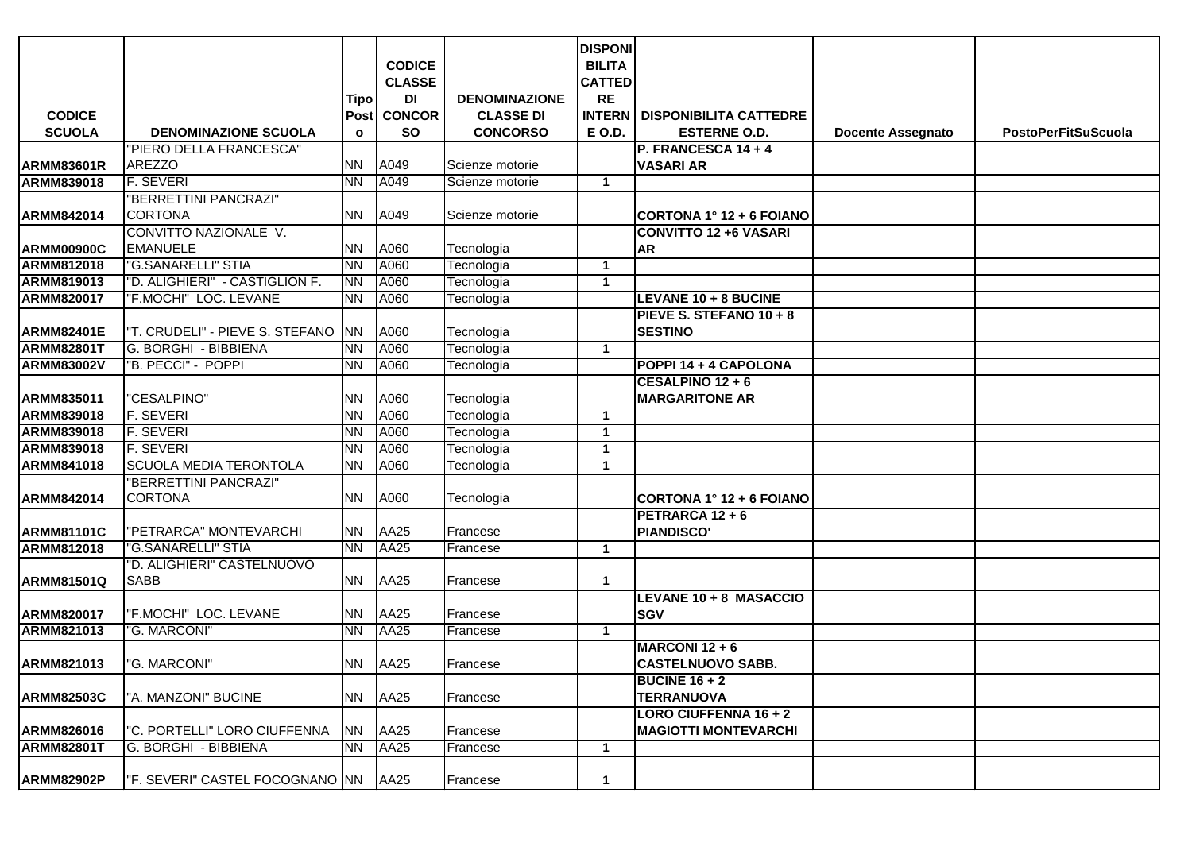| CODICE SCUOLA | DENOMINAZIONE SCUOLA | Tipo Posto | CODICE CLASSE DI CONCORSO | DENOMINAZIONE CLASSE DI CONCORSO | DISPONIBILITA CATTEDRE INTERNE O.D. | DISPONIBILITA CATTEDRE ESTERNE O.D. | Docente Assegnato | PostoPerFitSuScuola |
|---|---|---|---|---|---|---|---|---|
| ARMM83601R | "PIERO DELLA FRANCESCA" AREZZO | NN | A049 | Scienze motorie | | P. FRANCESCA 14 + 4 VASARI AR | | |
| ARMM839018 | F. SEVERI | NN | A049 | Scienze motorie | 1 | | | |
| ARMM842014 | "BERRETTINI PANCRAZI" CORTONA | NN | A049 | Scienze motorie | | CORTONA 1° 12 + 6 FOIANO | | |
| ARMM00900C | CONVITTO NAZIONALE V. EMANUELE | NN | A060 | Tecnologia | | CONVITTO 12 +6 VASARI AR | | |
| ARMM812018 | "G.SANARELLI" STIA | NN | A060 | Tecnologia | 1 | | | |
| ARMM819013 | "D. ALIGHIERI" - CASTIGLION F. | NN | A060 | Tecnologia | 1 | | | |
| ARMM820017 | "F.MOCHI" LOC. LEVANE | NN | A060 | Tecnologia | | LEVANE 10 + 8 BUCINE | | |
| ARMM82401E | "T. CRUDELI" - PIEVE S. STEFANO | NN | A060 | Tecnologia | | PIEVE S. STEFANO 10 + 8 SESTINO | | |
| ARMM82801T | G. BORGHI - BIBBIENA | NN | A060 | Tecnologia | 1 | | | |
| ARMM83002V | "B. PECCI" - POPPI | NN | A060 | Tecnologia | | POPPI 14 + 4 CAPOLONA | | |
| ARMM835011 | "CESALPINO" | NN | A060 | Tecnologia | | CESALPINO 12 + 6 MARGARITONE AR | | |
| ARMM839018 | F. SEVERI | NN | A060 | Tecnologia | 1 | | | |
| ARMM839018 | F. SEVERI | NN | A060 | Tecnologia | 1 | | | |
| ARMM839018 | F. SEVERI | NN | A060 | Tecnologia | 1 | | | |
| ARMM841018 | SCUOLA MEDIA TERONTOLA | NN | A060 | Tecnologia | 1 | | | |
| ARMM842014 | "BERRETTINI PANCRAZI" CORTONA | NN | A060 | Tecnologia | | CORTONA 1° 12 + 6 FOIANO | | |
| ARMM81101C | "PETRARCA" MONTEVARCHI | NN | AA25 | Francese | | PETRARCA 12 + 6 PIANDISCO' | | |
| ARMM812018 | "G.SANARELLI" STIA | NN | AA25 | Francese | 1 | | | |
| ARMM81501Q | "D. ALIGHIERI" CASTELNUOVO SABB | NN | AA25 | Francese | 1 | | | |
| ARMM820017 | "F.MOCHI" LOC. LEVANE | NN | AA25 | Francese | | LEVANE 10 + 8 MASACCIO SGV | | |
| ARMM821013 | "G. MARCONI" | NN | AA25 | Francese | 1 | | | |
| ARMM821013 | "G. MARCONI" | NN | AA25 | Francese | | MARCONI 12 + 6 CASTELNUOVO SABB. | | |
| ARMM82503C | "A. MANZONI" BUCINE | NN | AA25 | Francese | | BUCINE 16 + 2 TERRANUOVA | | |
| ARMM826016 | "C. PORTELLI" LORO CIUFFENNA | NN | AA25 | Francese | | LORO CIUFFENNA 16 + 2 MAGIOTTI MONTEVARCHI | | |
| ARMM82801T | G. BORGHI - BIBBIENA | NN | AA25 | Francese | 1 | | | |
| ARMM82902P | "F. SEVERI" CASTEL FOCOGNANO | NN | AA25 | Francese | 1 | | | |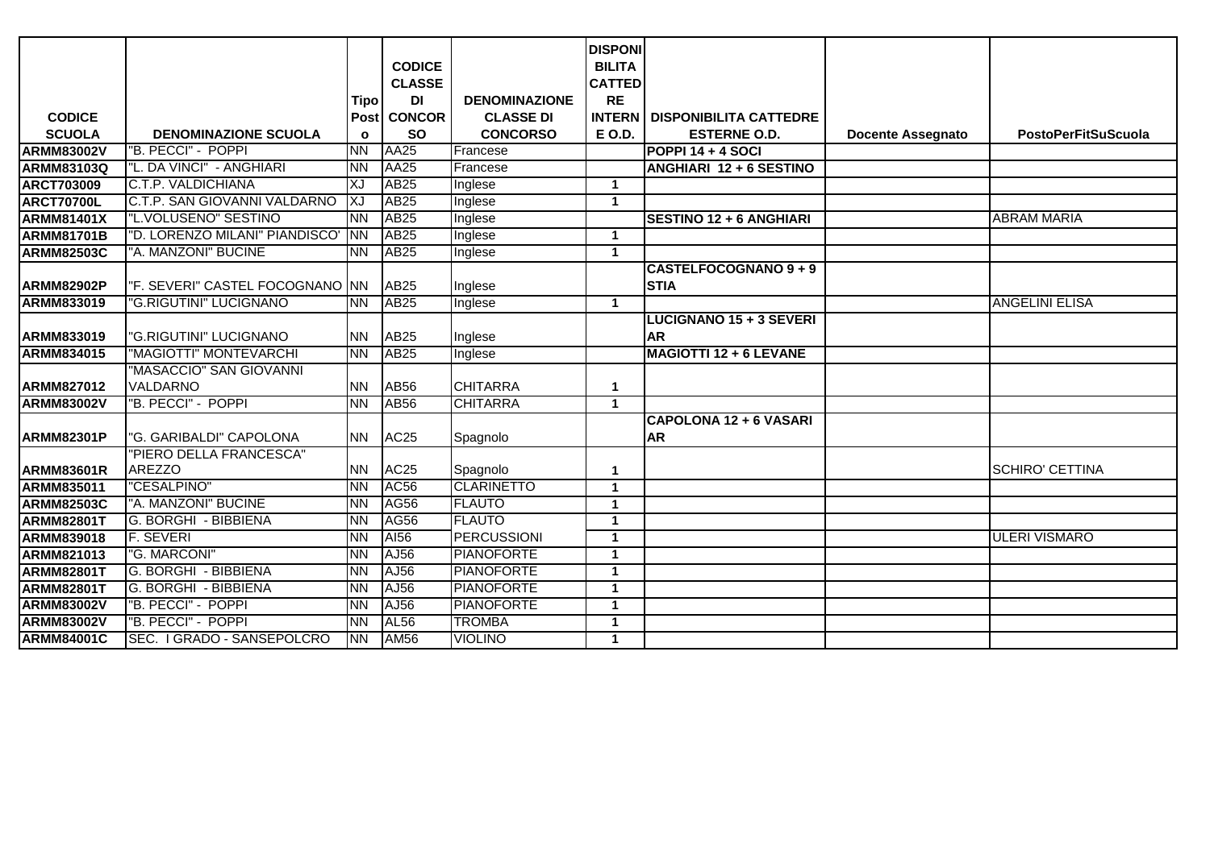| CODICE SCUOLA | DENOMINAZIONE SCUOLA | Tipo Posto | CODICE CLASSE DI CONCORSO | DENOMINAZIONE CLASSE DI CONCORSO | DISPONIBILITA CATTEDRE INTERNE O.D. | DISPONIBILITA CATTEDRE ESTERNE O.D. | Docente Assegnato | PostoPerFitSuScuola |
|---|---|---|---|---|---|---|---|---|
| ARMM83002V | "B. PECCI" - POPPI | NN | AA25 | Francese | | POPPI 14 + 4 SOCI | | |
| ARMM83103Q | "L. DA VINCI" - ANGHIARI | NN | AA25 | Francese | | ANGHIARI 12 + 6 SESTINO | | |
| ARCT703009 | C.T.P. VALDICHIANA | XJ | AB25 | Inglese | 1 | | | |
| ARCT70700L | C.T.P. SAN GIOVANNI VALDARNO | XJ | AB25 | Inglese | 1 | | | |
| ARMM81401X | "L.VOLUSENO" SESTINO | NN | AB25 | Inglese | | SESTINO 12 + 6 ANGHIARI | | ABRAM MARIA |
| ARMM81701B | "D. LORENZO MILANI" PIANDISCO' | NN | AB25 | Inglese | 1 | | | |
| ARMM82503C | "A. MANZONI" BUCINE | NN | AB25 | Inglese | 1 | | | |
| ARMM82902P | "F. SEVERI" CASTEL FOCOGNANO | NN | AB25 | Inglese | | CASTELFOCOGNANO 9 + 9 STIA | | |
| ARMM833019 | "G.RIGUTINI" LUCIGNANO | NN | AB25 | Inglese | 1 | | | ANGELINI ELISA |
| ARMM833019 | "G.RIGUTINI" LUCIGNANO | NN | AB25 | Inglese | | LUCIGNANO 15 + 3 SEVERI AR | | |
| ARMM834015 | "MAGIOTTI" MONTEVARCHI | NN | AB25 | Inglese | | MAGIOTTI 12 + 6 LEVANE | | |
| ARMM827012 | "MASACCIO" SAN GIOVANNI VALDARNO | NN | AB56 | CHITARRA | 1 | | | |
| ARMM83002V | "B. PECCI" - POPPI | NN | AB56 | CHITARRA | 1 | | | |
| ARMM82301P | "G. GARIBALDI" CAPOLONA | NN | AC25 | Spagnolo | | CAPOLONA 12 + 6 VASARI AR | | |
| ARMM83601R | "PIERO DELLA FRANCESCA" AREZZO | NN | AC25 | Spagnolo | 1 | | | SCHIRO' CETTINA |
| ARMM835011 | "CESALPINO" | NN | AC56 | CLARINETTO | 1 | | | |
| ARMM82503C | "A. MANZONI" BUCINE | NN | AG56 | FLAUTO | 1 | | | |
| ARMM82801T | G. BORGHI - BIBBIENA | NN | AG56 | FLAUTO | 1 | | | |
| ARMM839018 | F. SEVERI | NN | AI56 | PERCUSSIONI | 1 | | | ULERI VISMARO |
| ARMM821013 | "G. MARCONI" | NN | AJ56 | PIANOFORTE | 1 | | | |
| ARMM82801T | G. BORGHI - BIBBIENA | NN | AJ56 | PIANOFORTE | 1 | | | |
| ARMM82801T | G. BORGHI - BIBBIENA | NN | AJ56 | PIANOFORTE | 1 | | | |
| ARMM83002V | "B. PECCI" - POPPI | NN | AJ56 | PIANOFORTE | 1 | | | |
| ARMM83002V | "B. PECCI" - POPPI | NN | AL56 | TROMBA | 1 | | | |
| ARMM84001C | SEC. I GRADO - SANSEPOLCRO | NN | AM56 | VIOLINO | 1 | | | |